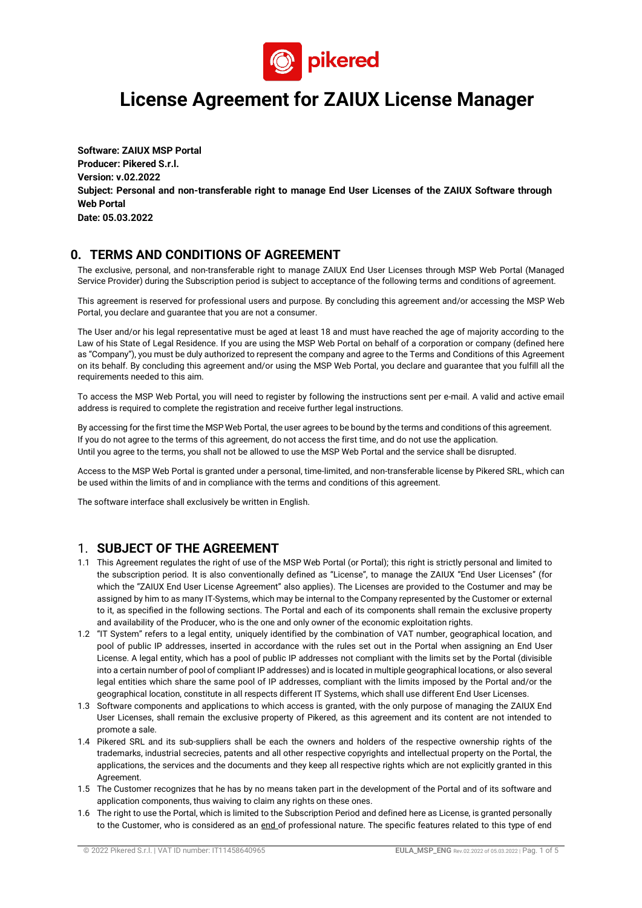# License Agreement for ZAIUX License Manager

**Software: ZAIUX MSP Portal**
**Producer: Pikered S.r.l.**
**Version: v.02.2022**
**Subject: Personal and non-transferable right to manage End User Licenses of the ZAIUX Software through Web Portal**
**Date: 05.03.2022**

## 0. TERMS AND CONDITIONS OF AGREEMENT

The exclusive, personal, and non-transferable right to manage ZAIUX End User Licenses through MSP Web Portal (Managed Service Provider) during the Subscription period is subject to acceptance of the following terms and conditions of agreement.

This agreement is reserved for professional users and purpose. By concluding this agreement and/or accessing the MSP Web Portal, you declare and guarantee that you are not a consumer.

The User and/or his legal representative must be aged at least 18 and must have reached the age of majority according to the Law of his State of Legal Residence. If you are using the MSP Web Portal on behalf of a corporation or company (defined here as "Company"), you must be duly authorized to represent the company and agree to the Terms and Conditions of this Agreement on its behalf. By concluding this agreement and/or using the MSP Web Portal, you declare and guarantee that you fulfill all the requirements needed to this aim.

To access the MSP Web Portal, you will need to register by following the instructions sent per e-mail. A valid and active email address is required to complete the registration and receive further legal instructions.

By accessing for the first time the MSP Web Portal, the user agrees to be bound by the terms and conditions of this agreement. If you do not agree to the terms of this agreement, do not access the first time, and do not use the application. Until you agree to the terms, you shall not be allowed to use the MSP Web Portal and the service shall be disrupted.

Access to the MSP Web Portal is granted under a personal, time-limited, and non-transferable license by Pikered SRL, which can be used within the limits of and in compliance with the terms and conditions of this agreement.

The software interface shall exclusively be written in English.

## 1. SUBJECT OF THE AGREEMENT

1.1 This Agreement regulates the right of use of the MSP Web Portal (or Portal); this right is strictly personal and limited to the subscription period. It is also conventionally defined as "License", to manage the ZAIUX "End User Licenses" (for which the "ZAIUX End User License Agreement" also applies). The Licenses are provided to the Costumer and may be assigned by him to as many IT-Systems, which may be internal to the Company represented by the Customer or external to it, as specified in the following sections. The Portal and each of its components shall remain the exclusive property and availability of the Producer, who is the one and only owner of the economic exploitation rights.

1.2 "IT System" refers to a legal entity, uniquely identified by the combination of VAT number, geographical location, and pool of public IP addresses, inserted in accordance with the rules set out in the Portal when assigning an End User License. A legal entity, which has a pool of public IP addresses not compliant with the limits set by the Portal (divisible into a certain number of pool of compliant IP addresses) and is located in multiple geographical locations, or also several legal entities which share the same pool of IP addresses, compliant with the limits imposed by the Portal and/or the geographical location, constitute in all respects different IT Systems, which shall use different End User Licenses.

1.3 Software components and applications to which access is granted, with the only purpose of managing the ZAIUX End User Licenses, shall remain the exclusive property of Pikered, as this agreement and its content are not intended to promote a sale.

1.4 Pikered SRL and its sub-suppliers shall be each the owners and holders of the respective ownership rights of the trademarks, industrial secrecies, patents and all other respective copyrights and intellectual property on the Portal, the applications, the services and the documents and they keep all respective rights which are not explicitly granted in this Agreement.

1.5 The Customer recognizes that he has by no means taken part in the development of the Portal and of its software and application components, thus waiving to claim any rights on these ones.

1.6 The right to use the Portal, which is limited to the Subscription Period and defined here as License, is granted personally to the Customer, who is considered as an end of professional nature. The specific features related to this type of end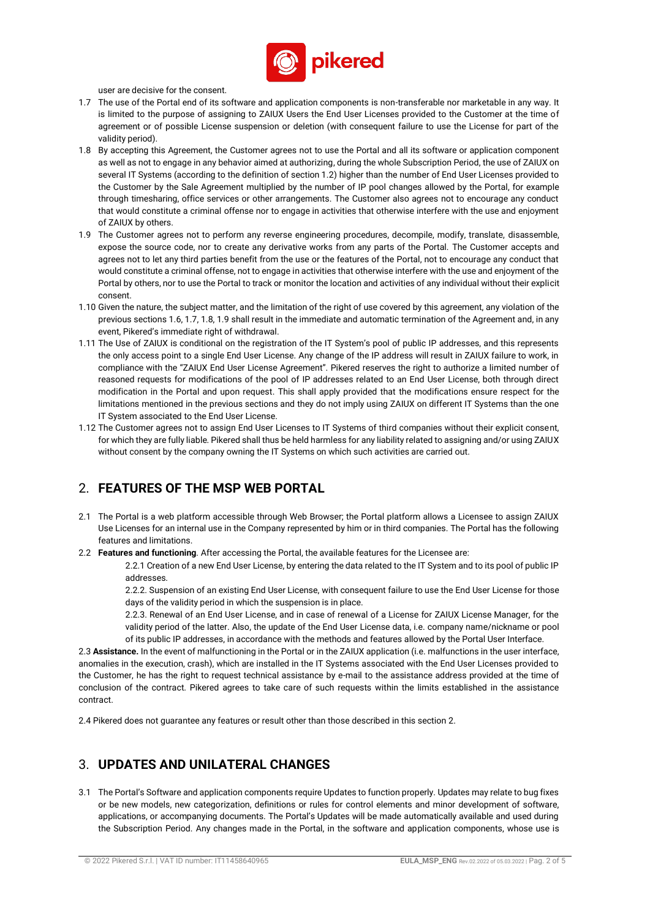user are decisive for the consent.

1.7 The use of the Portal end of its software and application components is non-transferable nor marketable in any way. It is limited to the purpose of assigning to ZAIUX Users the End User Licenses provided to the Customer at the time of agreement or of possible License suspension or deletion (with consequent failure to use the License for part of the validity period).

1.8 By accepting this Agreement, the Customer agrees not to use the Portal and all its software or application component as well as not to engage in any behavior aimed at authorizing, during the whole Subscription Period, the use of ZAIUX on several IT Systems (according to the definition of section 1.2) higher than the number of End User Licenses provided to the Customer by the Sale Agreement multiplied by the number of IP pool changes allowed by the Portal, for example through timesharing, office services or other arrangements. The Customer also agrees not to encourage any conduct that would constitute a criminal offense nor to engage in activities that otherwise interfere with the use and enjoyment of ZAIUX by others.

1.9 The Customer agrees not to perform any reverse engineering procedures, decompile, modify, translate, disassemble, expose the source code, nor to create any derivative works from any parts of the Portal. The Customer accepts and agrees not to let any third parties benefit from the use or the features of the Portal, not to encourage any conduct that would constitute a criminal offense, not to engage in activities that otherwise interfere with the use and enjoyment of the Portal by others, nor to use the Portal to track or monitor the location and activities of any individual without their explicit consent.

1.10 Given the nature, the subject matter, and the limitation of the right of use covered by this agreement, any violation of the previous sections 1.6, 1.7, 1.8, 1.9 shall result in the immediate and automatic termination of the Agreement and, in any event, Pikered's immediate right of withdrawal.

1.11 The Use of ZAIUX is conditional on the registration of the IT System's pool of public IP addresses, and this represents the only access point to a single End User License. Any change of the IP address will result in ZAIUX failure to work, in compliance with the "ZAIUX End User License Agreement". Pikered reserves the right to authorize a limited number of reasoned requests for modifications of the pool of IP addresses related to an End User License, both through direct modification in the Portal and upon request. This shall apply provided that the modifications ensure respect for the limitations mentioned in the previous sections and they do not imply using ZAIUX on different IT Systems than the one IT System associated to the End User License.

1.12 The Customer agrees not to assign End User Licenses to IT Systems of third companies without their explicit consent, for which they are fully liable. Pikered shall thus be held harmless for any liability related to assigning and/or using ZAIUX without consent by the company owning the IT Systems on which such activities are carried out.

## 2. FEATURES OF THE MSP WEB PORTAL

2.1 The Portal is a web platform accessible through Web Browser; the Portal platform allows a Licensee to assign ZAIUX Use Licenses for an internal use in the Company represented by him or in third companies. The Portal has the following features and limitations.

2.2 **Features and functioning**. After accessing the Portal, the available features for the Licensee are:

2.2.1 Creation of a new End User License, by entering the data related to the IT System and to its pool of public IP addresses.

2.2.2. Suspension of an existing End User License, with consequent failure to use the End User License for those days of the validity period in which the suspension is in place.

2.2.3. Renewal of an End User License, and in case of renewal of a License for ZAIUX License Manager, for the validity period of the latter. Also, the update of the End User License data, i.e. company name/nickname or pool of its public IP addresses, in accordance with the methods and features allowed by the Portal User Interface.

2.3 **Assistance.** In the event of malfunctioning in the Portal or in the ZAIUX application (i.e. malfunctions in the user interface, anomalies in the execution, crash), which are installed in the IT Systems associated with the End User Licenses provided to the Customer, he has the right to request technical assistance by e-mail to the assistance address provided at the time of conclusion of the contract. Pikered agrees to take care of such requests within the limits established in the assistance contract.

2.4 Pikered does not guarantee any features or result other than those described in this section 2.

## 3. UPDATES AND UNILATERAL CHANGES

3.1 The Portal's Software and application components require Updates to function properly. Updates may relate to bug fixes or be new models, new categorization, definitions or rules for control elements and minor development of software, applications, or accompanying documents. The Portal's Updates will be made automatically available and used during the Subscription Period. Any changes made in the Portal, in the software and application components, whose use is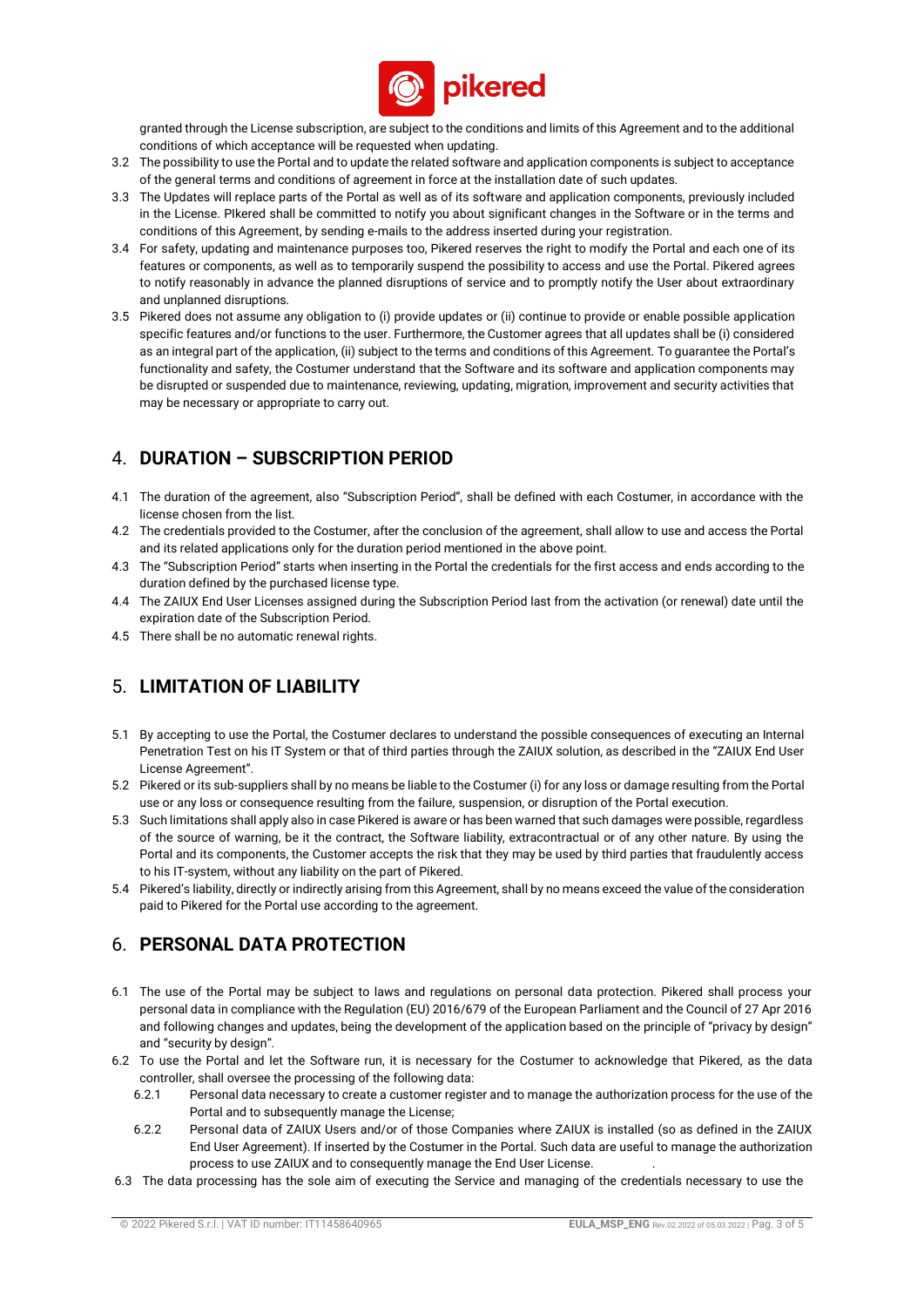granted through the License subscription, are subject to the conditions and limits of this Agreement and to the additional conditions of which acceptance will be requested when updating.

3.2 The possibility to use the Portal and to update the related software and application components is subject to acceptance of the general terms and conditions of agreement in force at the installation date of such updates.

3.3 The Updates will replace parts of the Portal as well as of its software and application components, previously included in the License. PIkered shall be committed to notify you about significant changes in the Software or in the terms and conditions of this Agreement, by sending e-mails to the address inserted during your registration.

3.4 For safety, updating and maintenance purposes too, Pikered reserves the right to modify the Portal and each one of its features or components, as well as to temporarily suspend the possibility to access and use the Portal. Pikered agrees to notify reasonably in advance the planned disruptions of service and to promptly notify the User about extraordinary and unplanned disruptions.

3.5 Pikered does not assume any obligation to (i) provide updates or (ii) continue to provide or enable possible application specific features and/or functions to the user. Furthermore, the Customer agrees that all updates shall be (i) considered as an integral part of the application, (ii) subject to the terms and conditions of this Agreement. To guarantee the Portal's functionality and safety, the Costumer understand that the Software and its software and application components may be disrupted or suspended due to maintenance, reviewing, updating, migration, improvement and security activities that may be necessary or appropriate to carry out.

## 4. DURATION – SUBSCRIPTION PERIOD

4.1 The duration of the agreement, also "Subscription Period", shall be defined with each Costumer, in accordance with the license chosen from the list.

4.2 The credentials provided to the Costumer, after the conclusion of the agreement, shall allow to use and access the Portal and its related applications only for the duration period mentioned in the above point.

4.3 The "Subscription Period" starts when inserting in the Portal the credentials for the first access and ends according to the duration defined by the purchased license type.

4.4 The ZAIUX End User Licenses assigned during the Subscription Period last from the activation (or renewal) date until the expiration date of the Subscription Period.

4.5 There shall be no automatic renewal rights.

## 5. LIMITATION OF LIABILITY

5.1 By accepting to use the Portal, the Costumer declares to understand the possible consequences of executing an Internal Penetration Test on his IT System or that of third parties through the ZAIUX solution, as described in the "ZAIUX End User License Agreement".

5.2 Pikered or its sub-suppliers shall by no means be liable to the Costumer (i) for any loss or damage resulting from the Portal use or any loss or consequence resulting from the failure, suspension, or disruption of the Portal execution.

5.3 Such limitations shall apply also in case Pikered is aware or has been warned that such damages were possible, regardless of the source of warning, be it the contract, the Software liability, extracontractual or of any other nature. By using the Portal and its components, the Customer accepts the risk that they may be used by third parties that fraudulently access to his IT-system, without any liability on the part of Pikered.

5.4 Pikered's liability, directly or indirectly arising from this Agreement, shall by no means exceed the value of the consideration paid to Pikered for the Portal use according to the agreement.

## 6. PERSONAL DATA PROTECTION

6.1 The use of the Portal may be subject to laws and regulations on personal data protection. Pikered shall process your personal data in compliance with the Regulation (EU) 2016/679 of the European Parliament and the Council of 27 Apr 2016 and following changes and updates, being the development of the application based on the principle of "privacy by design" and "security by design".

6.2 To use the Portal and let the Software run, it is necessary for the Costumer to acknowledge that Pikered, as the data controller, shall oversee the processing of the following data:

   6.2.1 Personal data necessary to create a customer register and to manage the authorization process for the use of the Portal and to subsequently manage the License;

   6.2.2 Personal data of ZAIUX Users and/or of those Companies where ZAIUX is installed (so as defined in the ZAIUX End User Agreement). If inserted by the Costumer in the Portal. Such data are useful to manage the authorization process to use ZAIUX and to consequently manage the End User License.

6.3 The data processing has the sole aim of executing the Service and managing of the credentials necessary to use the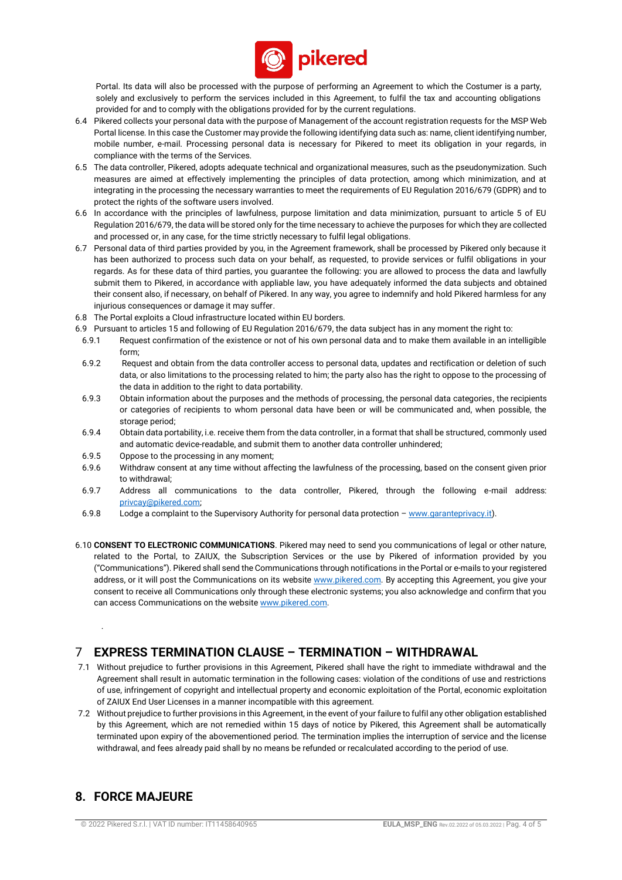Portal. Its data will also be processed with the purpose of performing an Agreement to which the Costumer is a party, solely and exclusively to perform the services included in this Agreement, to fulfil the tax and accounting obligations provided for and to comply with the obligations provided for by the current regulations.

6.4 Pikered collects your personal data with the purpose of Management of the account registration requests for the MSP Web Portal license. In this case the Customer may provide the following identifying data such as: name, client identifying number, mobile number, e-mail. Processing personal data is necessary for Pikered to meet its obligation in your regards, in compliance with the terms of the Services.

6.5 The data controller, Pikered, adopts adequate technical and organizational measures, such as the pseudonymization. Such measures are aimed at effectively implementing the principles of data protection, among which minimization, and at integrating in the processing the necessary warranties to meet the requirements of EU Regulation 2016/679 (GDPR) and to protect the rights of the software users involved.

6.6 In accordance with the principles of lawfulness, purpose limitation and data minimization, pursuant to article 5 of EU Regulation 2016/679, the data will be stored only for the time necessary to achieve the purposes for which they are collected and processed or, in any case, for the time strictly necessary to fulfil legal obligations.

6.7 Personal data of third parties provided by you, in the Agreement framework, shall be processed by Pikered only because it has been authorized to process such data on your behalf, as requested, to provide services or fulfil obligations in your regards. As for these data of third parties, you guarantee the following: you are allowed to process the data and lawfully submit them to Pikered, in accordance with appliable law, you have adequately informed the data subjects and obtained their consent also, if necessary, on behalf of Pikered. In any way, you agree to indemnify and hold Pikered harmless for any injurious consequences or damage it may suffer.

6.8 The Portal exploits a Cloud infrastructure located within EU borders.

6.9 Pursuant to articles 15 and following of EU Regulation 2016/679, the data subject has in any moment the right to:

- 6.9.1 Request confirmation of the existence or not of his own personal data and to make them available in an intelligible form;
- 6.9.2 Request and obtain from the data controller access to personal data, updates and rectification or deletion of such data, or also limitations to the processing related to him; the party also has the right to oppose to the processing of the data in addition to the right to data portability.
- 6.9.3 Obtain information about the purposes and the methods of processing, the personal data categories, the recipients or categories of recipients to whom personal data have been or will be communicated and, when possible, the storage period;
- 6.9.4 Obtain data portability, i.e. receive them from the data controller, in a format that shall be structured, commonly used and automatic device-readable, and submit them to another data controller unhindered;
- 6.9.5 Oppose to the processing in any moment;
- 6.9.6 Withdraw consent at any time without affecting the lawfulness of the processing, based on the consent given prior to withdrawal;
- 6.9.7 Address all communications to the data controller, Pikered, through the following e-mail address: privcay@pikered.com;
- 6.9.8 Lodge a complaint to the Supervisory Authority for personal data protection – www.garanteprivacy.it).

6.10 **CONSENT TO ELECTRONIC COMMUNICATIONS**. Pikered may need to send you communications of legal or other nature, related to the Portal, to ZAIUX, the Subscription Services or the use by Pikered of information provided by you ("Communications"). Pikered shall send the Communications through notifications in the Portal or e-mails to your registered address, or it will post the Communications on its website www.pikered.com. By accepting this Agreement, you give your consent to receive all Communications only through these electronic systems; you also acknowledge and confirm that you can access Communications on the website www.pikered.com.

## 7 EXPRESS TERMINATION CLAUSE – TERMINATION – WITHDRAWAL

7.1 Without prejudice to further provisions in this Agreement, Pikered shall have the right to immediate withdrawal and the Agreement shall result in automatic termination in the following cases: violation of the conditions of use and restrictions of use, infringement of copyright and intellectual property and economic exploitation of the Portal, economic exploitation of ZAIUX End User Licenses in a manner incompatible with this agreement.

7.2 Without prejudice to further provisions in this Agreement, in the event of your failure to fulfil any other obligation established by this Agreement, which are not remedied within 15 days of notice by Pikered, this Agreement shall be automatically terminated upon expiry of the abovementioned period. The termination implies the interruption of service and the license withdrawal, and fees already paid shall by no means be refunded or recalculated according to the period of use.

## 8. FORCE MAJEURE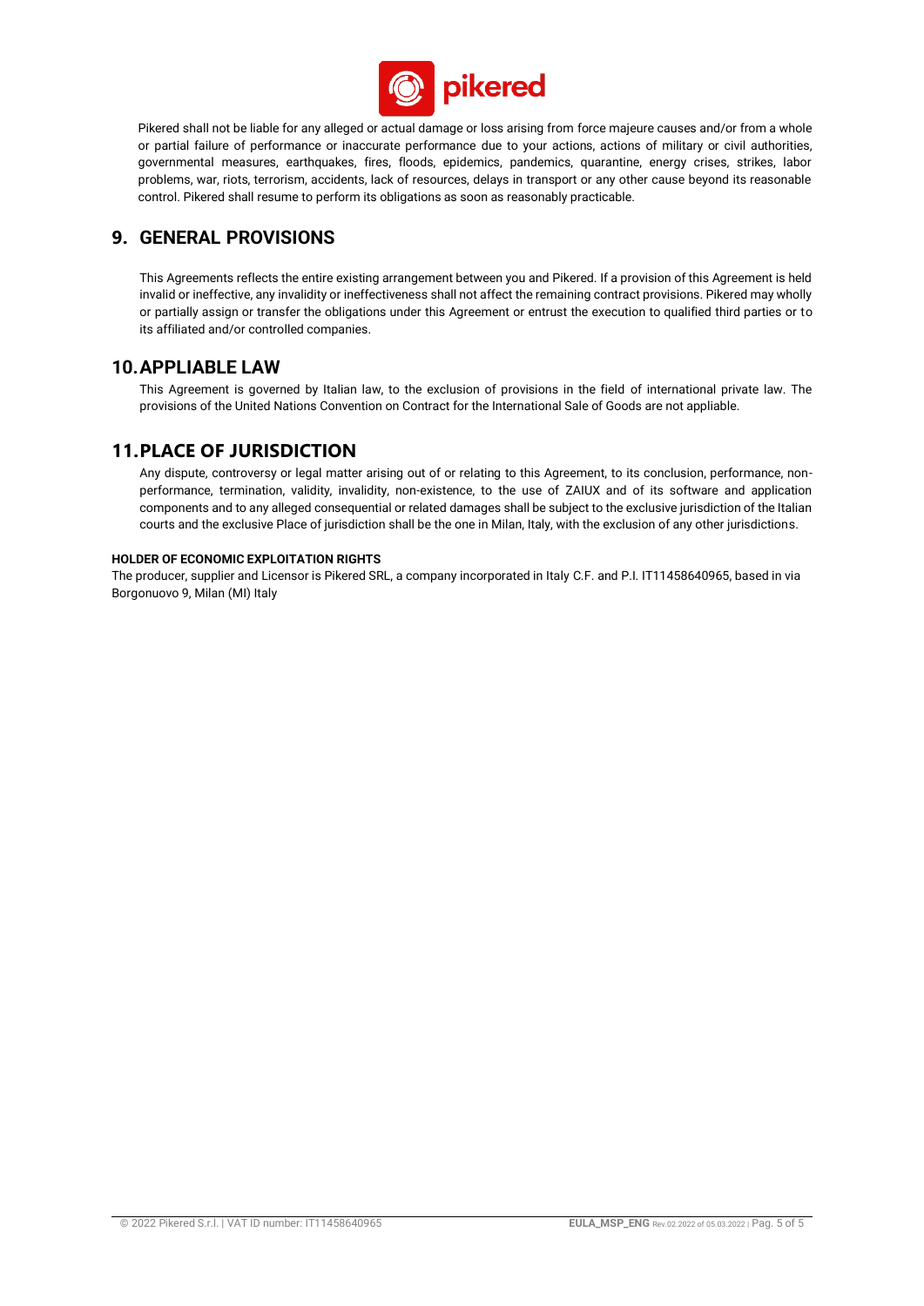Pikered shall not be liable for any alleged or actual damage or loss arising from force majeure causes and/or from a whole or partial failure of performance or inaccurate performance due to your actions, actions of military or civil authorities, governmental measures, earthquakes, fires, floods, epidemics, pandemics, quarantine, energy crises, strikes, labor problems, war, riots, terrorism, accidents, lack of resources, delays in transport or any other cause beyond its reasonable control. Pikered shall resume to perform its obligations as soon as reasonably practicable.

## 9. GENERAL PROVISIONS

This Agreements reflects the entire existing arrangement between you and Pikered. If a provision of this Agreement is held invalid or ineffective, any invalidity or ineffectiveness shall not affect the remaining contract provisions. Pikered may wholly or partially assign or transfer the obligations under this Agreement or entrust the execution to qualified third parties or to its affiliated and/or controlled companies.

## 10. APPLIABLE LAW

This Agreement is governed by Italian law, to the exclusion of provisions in the field of international private law. The provisions of the United Nations Convention on Contract for the International Sale of Goods are not appliable.

## 11. PLACE OF JURISDICTION

Any dispute, controversy or legal matter arising out of or relating to this Agreement, to its conclusion, performance, non-performance, termination, validity, invalidity, non-existence, to the use of ZAIUX and of its software and application components and to any alleged consequential or related damages shall be subject to the exclusive jurisdiction of the Italian courts and the exclusive Place of jurisdiction shall be the one in Milan, Italy, with the exclusion of any other jurisdictions.

**HOLDER OF ECONOMIC EXPLOITATION RIGHTS**

The producer, supplier and Licensor is Pikered SRL, a company incorporated in Italy C.F. and P.I. IT11458640965, based in via Borgonuovo 9, Milan (MI) Italy